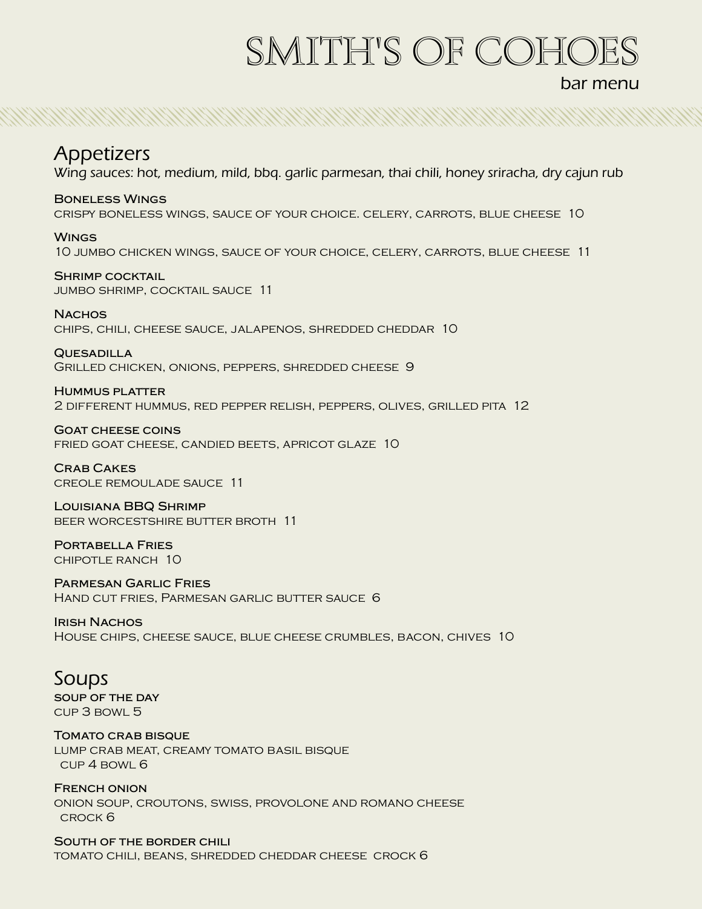# SMITH'S OF COHOES

bar menu

## Appetizers

*Wing sauces: hot, medium, mild, bbq. garlic parmesan, thai chili, honey sriracha, dry cajun rub*

**Boneless Wings**
crispy boneless wings, sauce of your choice. celery, carrots, blue cheese 10

**Wings**
10 jumbo chicken wings, sauce of your choice, celery, carrots, blue cheese 11

**Shrimp cocktail**
jumbo shrimp, cocktail sauce 11

**Nachos**
chips, chili, cheese sauce, jalapenos, shredded cheddar 10

**Quesadilla**
Grilled chicken, onions, peppers, shredded cheese 9

**Hummus platter**
2 different hummus, red pepper relish, peppers, olives, grilled pita 12

**Goat cheese coins**
fried goat cheese, candied beets, apricot glaze 10

**Crab Cakes**
creole remoulade sauce 11

**Louisiana BBQ Shrimp**
beer worcestshire butter broth 11

**Portabella Fries**
chipotle ranch 10

**Parmesan Garlic Fries**
Hand cut fries, Parmesan garlic butter sauce 6

**Irish Nachos**
House chips, cheese sauce, blue cheese crumbles, bacon, chives 10

## Soups

**soup of the day**
cup 3 bowl 5

**Tomato crab bisque**
lump crab meat, creamy tomato basil bisque
cup 4 bowl 6

**French onion**
onion soup, croutons, swiss, provolone and romano cheese
crock 6

**South of the border chili**
tomato chili, beans, shredded cheddar cheese crock 6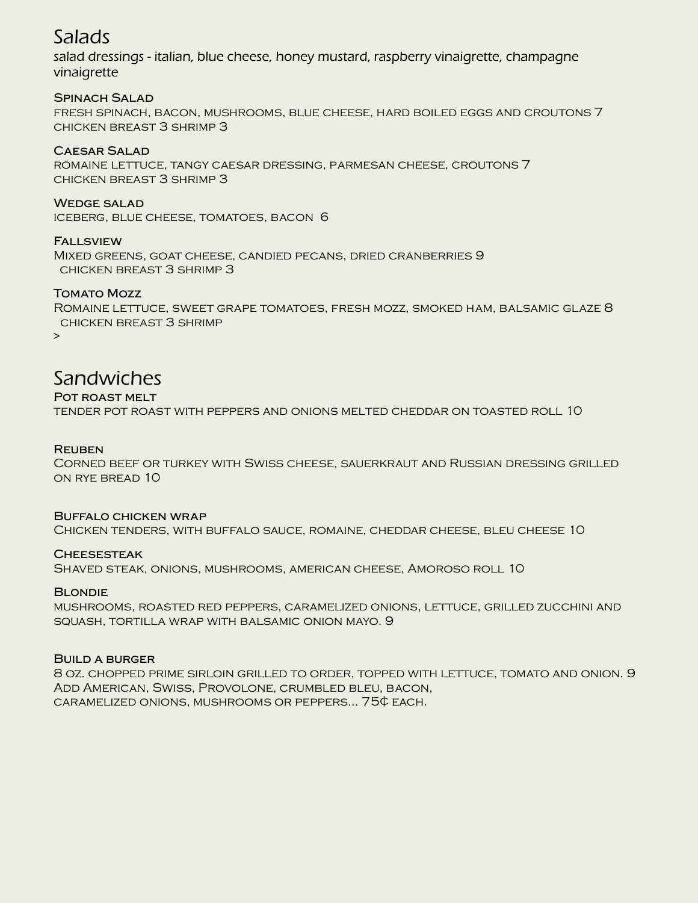# Salads

*salad dressings - italian, blue cheese, honey mustard, raspberry vinaigrette, champagne vinaigrette*

### Spinach Salad
fresh spinach, bacon, mushrooms, blue cheese, hard boiled eggs and croutons 7
chicken breast 3 shrimp 3

### Caesar Salad
romaine lettuce, tangy caesar dressing, parmesan cheese, croutons 7
chicken breast 3 shrimp 3

### Wedge salad
iceberg, blue cheese, tomatoes, bacon 6

### Fallsview
Mixed greens, goat cheese, candied pecans, dried cranberries 9
chicken breast 3 shrimp 3

### Tomato Mozz
Romaine lettuce, sweet grape tomatoes, fresh mozz, smoked ham, balsamic glaze 8
chicken breast 3 shrimp
>

# Sandwiches

### Pot roast melt
tender pot roast with peppers and onions melted cheddar on toasted roll 10

### Reuben
Corned beef or turkey with Swiss cheese, sauerkraut and Russian dressing grilled on rye bread 10

### Buffalo chicken wrap
Chicken tenders, with buffalo sauce, romaine, cheddar cheese, bleu cheese 10

### Cheesesteak
Shaved steak, onions, mushrooms, american cheese, Amoroso roll 10

### Blondie
mushrooms, roasted red peppers, caramelized onions, lettuce, grilled zucchini and squash, tortilla wrap with balsamic onion mayo. 9

### Build a burger
8 oz. chopped prime sirloin grilled to order, topped with lettuce, tomato and onion. 9
Add American, Swiss, Provolone, crumbled bleu, bacon,
caramelized onions, mushrooms or peppers... 75¢ each.